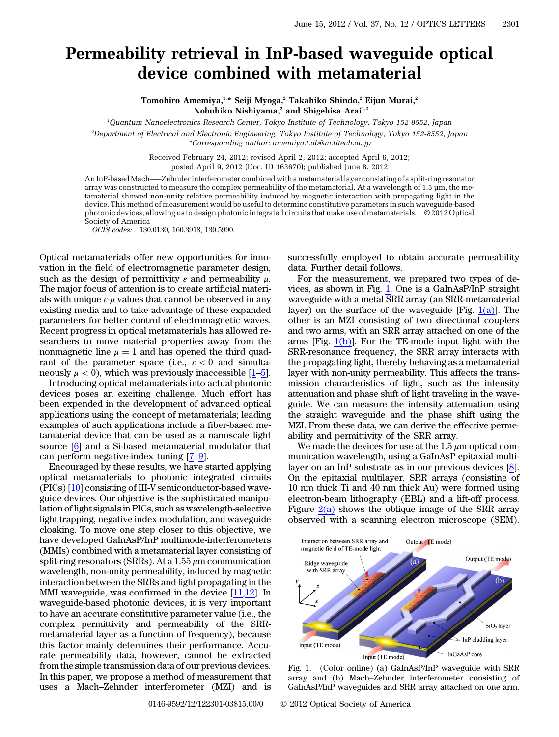# Permeability retrieval in InP-based waveguide optical device combined with metamaterial

**Tomohiro Amemiya,[1,*] Seiji Myoga,[2] Takahiko Shindo,[2] Eijun Murai,[2] Nobuhiko Nishiyama,[2] and Shigehisa Arai[1,2]**

[1]*Quantum Nanoelectronics Research Center, Tokyo Institute of Technology, Tokyo 152-8552, Japan*

[2]*Department of Electrical and Electronic Engineering, Tokyo Institute of Technology, Tokyo 152-8552, Japan*

**Corresponding author: amemiya.t.ab@m.titech.ac.jp*

Received February 24, 2012; revised April 2, 2012; accepted April 6, 2012; posted April 9, 2012 (Doc. ID 163670); published June 8, 2012

An InP-based Mach–Zehnder interferometer combined with a metamaterial layer consisting of a split-ring resonator array was constructed to measure the complex permeability of the metamaterial. At a wavelength of 1.5 μm, the metamaterial showed non-unity relative permeability induced by magnetic interaction with propagating light in the device. This method of measurement would be useful to determine constitutive parameters in such waveguide-based photonic devices, allowing us to design photonic integrated circuits that make use of metamaterials. © 2012 Optical Society of America

*OCIS codes:* 130.0130, 160.3918, 130.5990.

Optical metamaterials offer new opportunities for innovation in the field of electromagnetic parameter design, such as the design of permittivity $\varepsilon$ and permeability $\mu$. The major focus of attention is to create artificial materials with unique $\varepsilon$-$\mu$ values that cannot be observed in any existing media and to take advantage of these expanded parameters for better control of electromagnetic waves. Recent progress in optical metamaterials has allowed researchers to move material properties away from the nonmagnetic line $\mu = 1$ and has opened the third quadrant of the parameter space (i.e., $\varepsilon < 0$ and simultaneously $\mu < 0$), which was previously inaccessible [1–5].

Introducing optical metamaterials into actual photonic devices poses an exciting challenge. Much effort has been expended in the development of advanced optical applications using the concept of metamaterials; leading examples of such applications include a fiber-based metamaterial device that can be used as a nanoscale light source [6] and a Si-based metamaterial modulator that can perform negative-index tuning [7–9].

Encouraged by these results, we have started applying optical metamaterials to photonic integrated circuits (PICs) [10] consisting of III-V semiconductor-based waveguide devices. Our objective is the sophisticated manipulation of light signals in PICs, such as wavelength-selective light trapping, negative index modulation, and waveguide cloaking. To move one step closer to this objective, we have developed GaInAsP/InP multimode-interferometers (MMIs) combined with a metamaterial layer consisting of split-ring resonators (SRRs). At a 1.55 μm communication wavelength, non-unity permeability, induced by magnetic interaction between the SRRs and light propagating in the MMI waveguide, was confirmed in the device [11,12]. In waveguide-based photonic devices, it is very important to have an accurate constitutive parameter value (i.e., the complex permittivity and permeability of the SRR-metamaterial layer as a function of frequency), because this factor mainly determines their performance. Accurate permeability data, however, cannot be extracted from the simple transmission data of our previous devices. In this paper, we propose a method of measurement that uses a Mach–Zehnder interferometer (MZI) and is successfully employed to obtain accurate permeability data. Further detail follows.

For the measurement, we prepared two types of devices, as shown in Fig. 1. One is a GaInAsP/InP straight waveguide with a metal SRR array (an SRR-metamaterial layer) on the surface of the waveguide [Fig. 1(a)]. The other is an MZI consisting of two directional couplers and two arms, with an SRR array attached on one of the arms [Fig. 1(b)]. For the TE-mode input light with the SRR-resonance frequency, the SRR array interacts with the propagating light, thereby behaving as a metamaterial layer with non-unity permeability. This affects the transmission characteristics of light, such as the intensity attenuation and phase shift of light traveling in the waveguide. We can measure the intensity attenuation using the straight waveguide and the phase shift using the MZI. From these data, we can derive the effective permeability and permittivity of the SRR array.

We made the devices for use at the 1.5 μm optical communication wavelength, using a GaInAsP epitaxial multilayer on an InP substrate as in our previous devices [8]. On the epitaxial multilayer, SRR arrays (consisting of 10 nm thick Ti and 40 nm thick Au) were formed using electron-beam lithography (EBL) and a lift-off process. Figure 2(a) shows the oblique image of the SRR array observed with a scanning electron microscope (SEM).

Fig. 1. (Color online) (a) GaInAsP/InP waveguide with SRR array and (b) Mach–Zehnder interferometer consisting of GaInAsP/InP waveguides and SRR array attached on one arm.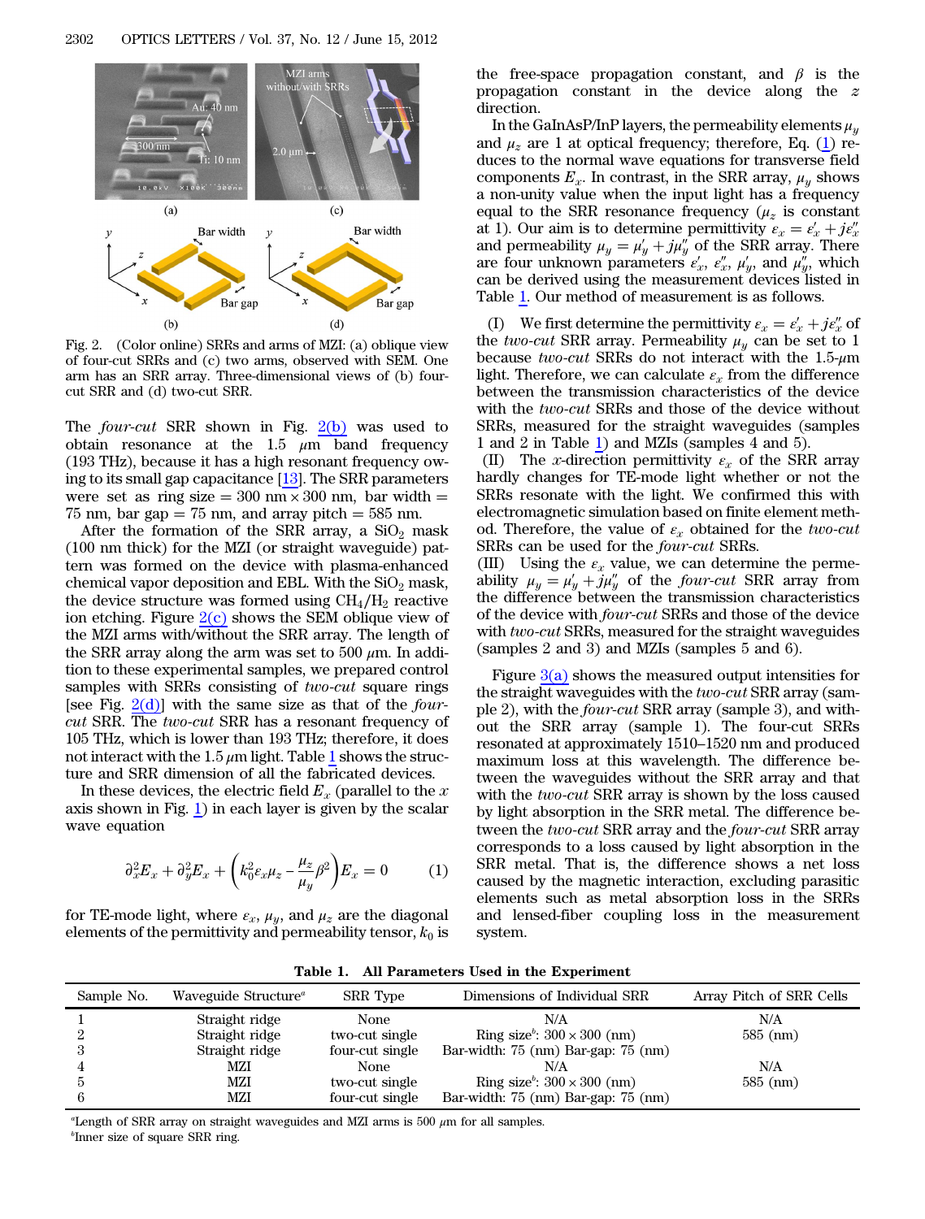Fig. 2. (Color online) SRRs and arms of MZI: (a) oblique view of four-cut SRRs and (c) two arms, observed with SEM. One arm has an SRR array. Three-dimensional views of (b) four-cut SRR and (d) two-cut SRR.

The *four-cut* SRR shown in Fig. 2(b) was used to obtain resonance at the 1.5 $\mu$m band frequency (193 THz), because it has a high resonant frequency owing to its small gap capacitance [13]. The SRR parameters were set as ring size = 300 nm × 300 nm, bar width = 75 nm, bar gap = 75 nm, and array pitch = 585 nm.

After the formation of the SRR array, a $SiO_2$ mask (100 nm thick) for the MZI (or straight waveguide) pattern was formed on the device with plasma-enhanced chemical vapor deposition and EBL. With the $SiO_2$ mask, the device structure was formed using $CH_4/H_2$ reactive ion etching. Figure 2(c) shows the SEM oblique view of the MZI arms with/without the SRR array. The length of the SRR array along the arm was set to 500 $\mu$m. In addition to these experimental samples, we prepared control samples with SRRs consisting of *two-cut* square rings [see Fig. 2(d)] with the same size as that of the *four-cut* SRR. The *two-cut* SRR has a resonant frequency of 105 THz, which is lower than 193 THz; therefore, it does not interact with the 1.5 $\mu$m light. Table 1 shows the structure and SRR dimension of all the fabricated devices.

In these devices, the electric field $E_x$ (parallel to the $x$ axis shown in Fig. 1) in each layer is given by the scalar wave equation

$$\partial_x^2 E_x + \partial_y^2 E_x + \left( k_0^2 \varepsilon_x \mu_z - \frac{\mu_z}{\mu_y} \beta^2 \right) E_x = 0 \qquad (1)$$

for TE-mode light, where $\varepsilon_x$, $\mu_y$, and $\mu_z$ are the diagonal elements of the permittivity and permeability tensor, $k_0$ is the free-space propagation constant, and $\beta$ is the propagation constant in the device along the $z$ direction.

In the GaInAsP/InP layers, the permeability elements $\mu_y$ and $\mu_z$ are 1 at optical frequency; therefore, Eq. (1) reduces to the normal wave equations for transverse field components $E_x$. In contrast, in the SRR array, $\mu_y$ shows a non-unity value when the input light has a frequency equal to the SRR resonance frequency ($\mu_z$ is constant at 1). Our aim is to determine permittivity $\varepsilon_x = \varepsilon_x' + j\varepsilon_x''$ and permeability $\mu_y = \mu_y' + j\mu_y''$ of the SRR array. There are four unknown parameters $\varepsilon_x'$, $\varepsilon_x''$, $\mu_y'$, and $\mu_y''$, which can be derived using the measurement devices listed in Table 1. Our method of measurement is as follows.

(I) We first determine the permittivity $\varepsilon_x = \varepsilon_x' + j\varepsilon_x''$ of the *two-cut* SRR array. Permeability $\mu_y$ can be set to 1 because *two-cut* SRRs do not interact with the 1.5-$\mu$m light. Therefore, we can calculate $\varepsilon_x$ from the difference between the transmission characteristics of the device with the *two-cut* SRRs and those of the device without SRRs, measured for the straight waveguides (samples 1 and 2 in Table 1) and MZIs (samples 4 and 5).
(II) The $x$-direction permittivity $\varepsilon_x$ of the SRR array hardly changes for TE-mode light whether or not the SRRs resonate with the light. We confirmed this with electromagnetic simulation based on finite element method. Therefore, the value of $\varepsilon_x$ obtained for the *two-cut* SRRs can be used for the *four-cut* SRRs.
(III) Using the $\varepsilon_x$ value, we can determine the permeability $\mu_y = \mu_y' + j\mu_y''$ of the *four-cut* SRR array from the difference between the transmission characteristics of the device with *four-cut* SRRs and those of the device with *two-cut* SRRs, measured for the straight waveguides (samples 2 and 3) and MZIs (samples 5 and 6).

Figure 3(a) shows the measured output intensities for the straight waveguides with the *two-cut* SRR array (sample 2), with the *four-cut* SRR array (sample 3), and without the SRR array (sample 1). The four-cut SRRs resonated at approximately 1510–1520 nm and produced maximum loss at this wavelength. The difference between the waveguides without the SRR array and that with the *two-cut* SRR array is shown by the loss caused by light absorption in the SRR metal. The difference between the *two-cut* SRR array and the *four-cut* SRR array corresponds to a loss caused by light absorption in the SRR metal. That is, the difference shows a net loss caused by the magnetic interaction, excluding parasitic elements such as metal absorption loss in the SRRs and lensed-fiber coupling loss in the measurement system.

**Table 1. All Parameters Used in the Experiment**

| Sample No. | Waveguide Structure[a] | SRR Type | Dimensions of Individual SRR | Array Pitch of SRR Cells |
|---|---|---|---|---|
| 1 | Straight ridge | None | N/A | N/A |
| 2 | Straight ridge | two-cut single | Ring size[b]: 300 × 300 (nm) | 585 (nm) |
| 3 | Straight ridge | four-cut single | Bar-width: 75 (nm) Bar-gap: 75 (nm) | |
| 4 | MZI | None | N/A | N/A |
| 5 | MZI | two-cut single | Ring size[b]: 300 × 300 (nm) | 585 (nm) |
| 6 | MZI | four-cut single | Bar-width: 75 (nm) Bar-gap: 75 (nm) | |

[a]Length of SRR array on straight waveguides and MZI arms is 500 $\mu$m for all samples.
[b]Inner size of square SRR ring.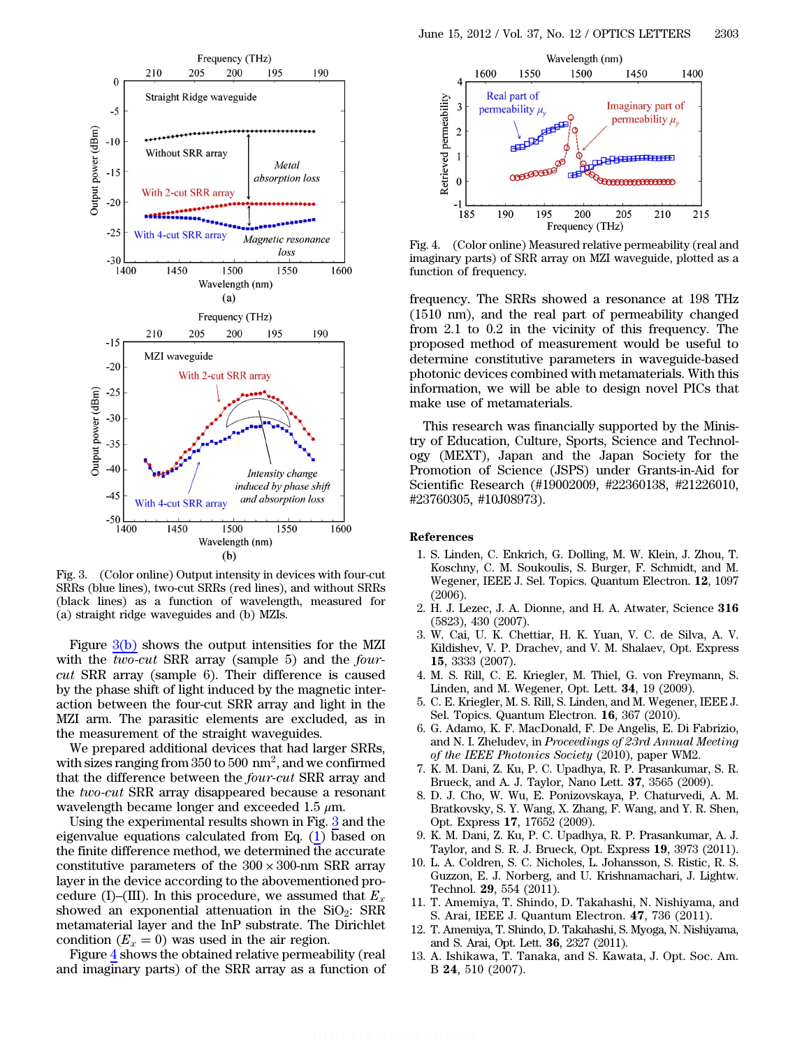Frequency (THz)
210 205 200 195 190
0
-5
-10
-15
-20
-25
-30
Output power (dBm)
Straight Ridge waveguide
Without SRR array
With 2-cut SRR array
With 4-cut SRR array
Metal absorption loss
Magnetic resonance loss
1400 1450 1500 1550 1600
Wavelength (nm)
(a)

Frequency (THz)
210 205 200 195 190
-15
-20
-25
-30
-35
-40
-45
-50
Output power (dBm)
MZI waveguide
With 2-cut SRR array
With 4-cut SRR array
Intensity change induced by phase shift and absorption loss
1400 1450 1500 1550 1600
Wavelength (nm)
(b)

Fig. 3. (Color online) Output intensity in devices with four-cut SRRs (blue lines), two-cut SRRs (red lines), and without SRRs (black lines) as a function of wavelength, measured for (a) straight ridge waveguides and (b) MZIs.

Figure 3(b) shows the output intensities for the MZI with the *two-cut* SRR array (sample 5) and the *four-cut* SRR array (sample 6). Their difference is caused by the phase shift of light induced by the magnetic interaction between the four-cut SRR array and light in the MZI arm. The parasitic elements are excluded, as in the measurement of the straight waveguides.

We prepared additional devices that had larger SRRs, with sizes ranging from 350 to 500 $\mathrm{nm}^2$, and we confirmed that the difference between the *four-cut* SRR array and the *two-cut* SRR array disappeared because a resonant wavelength became longer and exceeded 1.5 $\mu$m.

Using the experimental results shown in Fig. 3 and the eigenvalue equations calculated from Eq. (1) based on the finite difference method, we determined the accurate constitutive parameters of the $300 \times 300$-nm SRR array layer in the device according to the abovementioned procedure (I)–(III). In this procedure, we assumed that $E_x$ showed an exponential attenuation in the $SiO_2$: SRR metamaterial layer and the InP substrate. The Dirichlet condition ($E_x = 0$) was used in the air region.

Figure 4 shows the obtained relative permeability (real and imaginary parts) of the SRR array as a function of frequency. The SRRs showed a resonance at 198 THz (1510 nm), and the real part of permeability changed from 2.1 to 0.2 in the vicinity of this frequency. The proposed method of measurement would be useful to determine constitutive parameters in waveguide-based photonic devices combined with metamaterials. With this information, we will be able to design novel PICs that make use of metamaterials.

Wavelength (nm)
1600 1550 1500 1450 1400
4
3
2
1
0
-1
Retrieved permeability
Real part of permeability $\mu_y$
Imaginary part of permeability $\mu_y$
185 190 195 200 205 210 215
Frequency (THz)

Fig. 4. (Color online) Measured relative permeability (real and imaginary parts) of SRR array on MZI waveguide, plotted as a function of frequency.

This research was financially supported by the Ministry of Education, Culture, Sports, Science and Technology (MEXT), Japan and the Japan Society for the Promotion of Science (JSPS) under Grants-in-Aid for Scientific Research (#19002009, #22360138, #21226010, #23760305, #10J08973).

## References

1. S. Linden, C. Enkrich, G. Dolling, M. W. Klein, J. Zhou, T. Koschny, C. M. Soukoulis, S. Burger, F. Schmidt, and M. Wegener, IEEE J. Sel. Topics. Quantum Electron. **12**, 1097 (2006).
2. H. J. Lezec, J. A. Dionne, and H. A. Atwater, Science **316** (5823), 430 (2007).
3. W. Cai, U. K. Chettiar, H. K. Yuan, V. C. de Silva, A. V. Kildishev, V. P. Drachev, and V. M. Shalaev, Opt. Express **15**, 3333 (2007).
4. M. S. Rill, C. E. Kriegler, M. Thiel, G. von Freymann, S. Linden, and M. Wegener, Opt. Lett. **34**, 19 (2009).
5. C. E. Kriegler, M. S. Rill, S. Linden, and M. Wegener, IEEE J. Sel. Topics. Quantum Electron. **16**, 367 (2010).
6. G. Adamo, K. F. MacDonald, F. De Angelis, E. Di Fabrizio, and N. I. Zheludev, in *Proceedings of 23rd Annual Meeting of the IEEE Photonics Society* (2010), paper WM2.
7. K. M. Dani, Z. Ku, P. C. Upadhya, R. P. Prasankumar, S. R. Brueck, and A. J. Taylor, Nano Lett. **37**, 3565 (2009).
8. D. J. Cho, W. Wu, E. Ponizovskaya, P. Chaturvedi, A. M. Bratkovsky, S. Y. Wang, X. Zhang, F. Wang, and Y. R. Shen, Opt. Express **17**, 17652 (2009).
9. K. M. Dani, Z. Ku, P. C. Upadhya, R. P. Prasankumar, A. J. Taylor, and S. R. J. Brueck, Opt. Express **19**, 3973 (2011).
10. L. A. Coldren, S. C. Nicholes, L. Johansson, S. Ristic, R. S. Guzzon, E. J. Norberg, and U. Krishnamachari, J. Lightw. Technol. **29**, 554 (2011).
11. T. Amemiya, T. Shindo, D. Takahashi, N. Nishiyama, and S. Arai, IEEE J. Quantum Electron. **47**, 736 (2011).
12. T. Amemiya, T. Shindo, D. Takahashi, S. Myoga, N. Nishiyama, and S. Arai, Opt. Lett. **36**, 2327 (2011).
13. A. Ishikawa, T. Tanaka, and S. Kawata, J. Opt. Soc. Am. B **24**, 510 (2007).